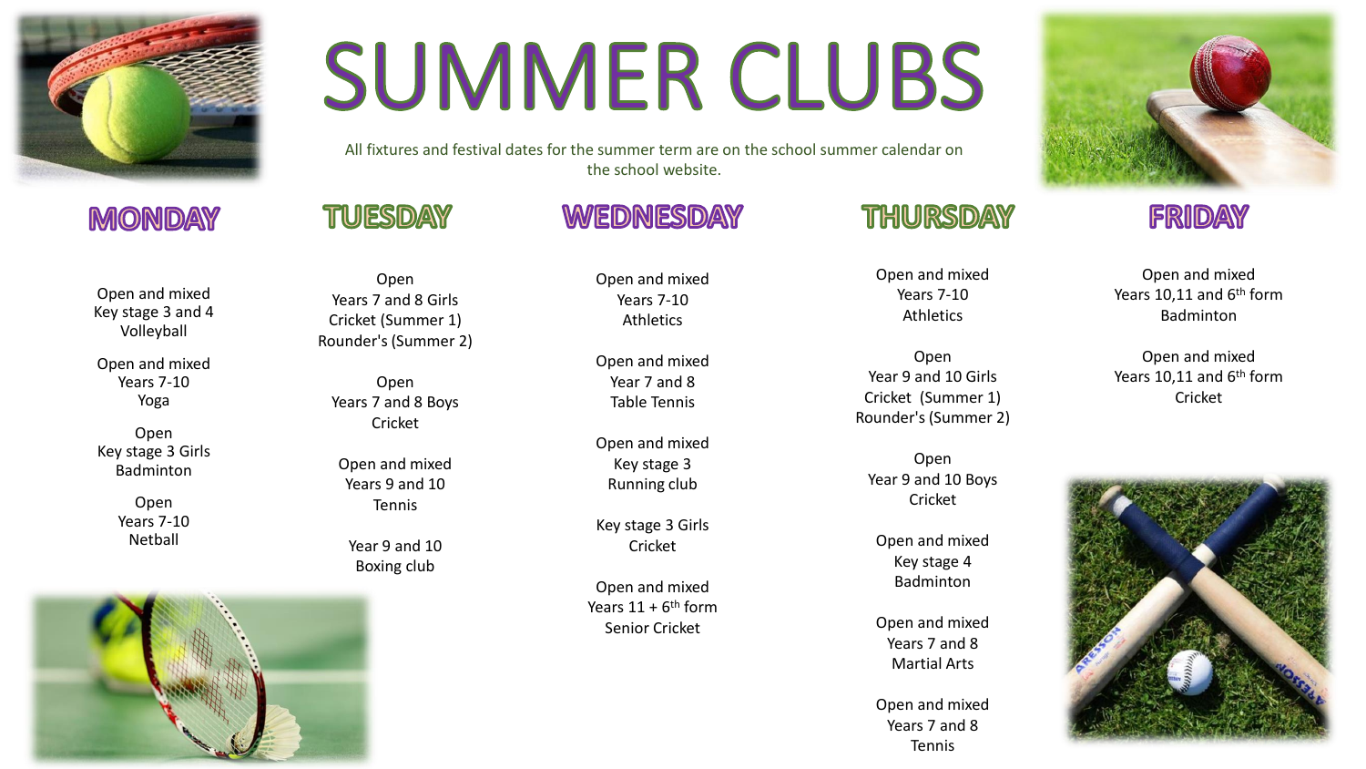# SUMMER CLUBS

All fixtures and festival dates for the summer term are on the school summer calendar on the school website.

## MONDAY

Open and mixed
Key stage 3 and 4
Volleyball

Open and mixed
Years 7-10
Yoga

Open
Key stage 3 Girls
Badminton

Open
Years 7-10
Netball

## TUESDAY

Open
Years 7 and 8 Girls
Cricket (Summer 1)
Rounder's (Summer 2)

Open
Years 7 and 8 Boys
Cricket

Open and mixed
Years 9 and 10
Tennis

Year 9 and 10
Boxing club

## WEDNESDAY

Open and mixed
Years 7-10
Athletics

Open and mixed
Year 7 and 8
Table Tennis

Open and mixed
Key stage 3
Running club

Key stage 3 Girls
Cricket

Open and mixed
Years 11 + 6th form
Senior Cricket

## THURSDAY

Open and mixed
Years 7-10
Athletics

Open
Year 9 and 10 Girls
Cricket (Summer 1)
Rounder's (Summer 2)

Open
Year 9 and 10 Boys
Cricket

Open and mixed
Key stage 4
Badminton

Open and mixed
Years 7 and 8
Martial Arts

Open and mixed
Years 7 and 8
Tennis

## FRIDAY

Open and mixed
Years 10,11 and 6th form
Badminton

Open and mixed
Years 10,11 and 6th form
Cricket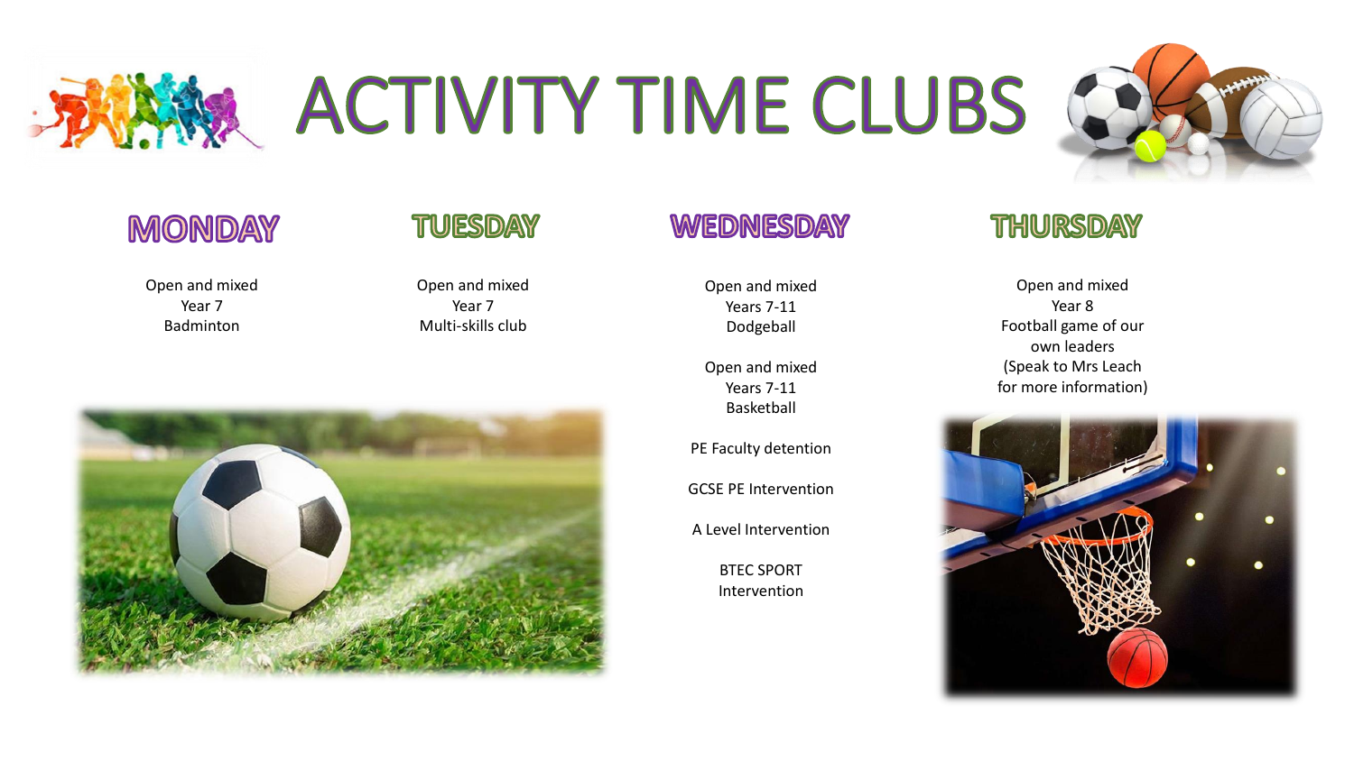# ACTIVITY TIME CLUBS

## MONDAY

Open and mixed
Year 7
Badminton

## TUESDAY

Open and mixed
Year 7
Multi-skills club

## WEDNESDAY

Open and mixed
Years 7-11
Dodgeball

Open and mixed
Years 7-11
Basketball

PE Faculty detention

GCSE PE Intervention

A Level Intervention

BTEC SPORT
Intervention

## THURSDAY

Open and mixed
Year 8
Football game of our own leaders
(Speak to Mrs Leach for more information)